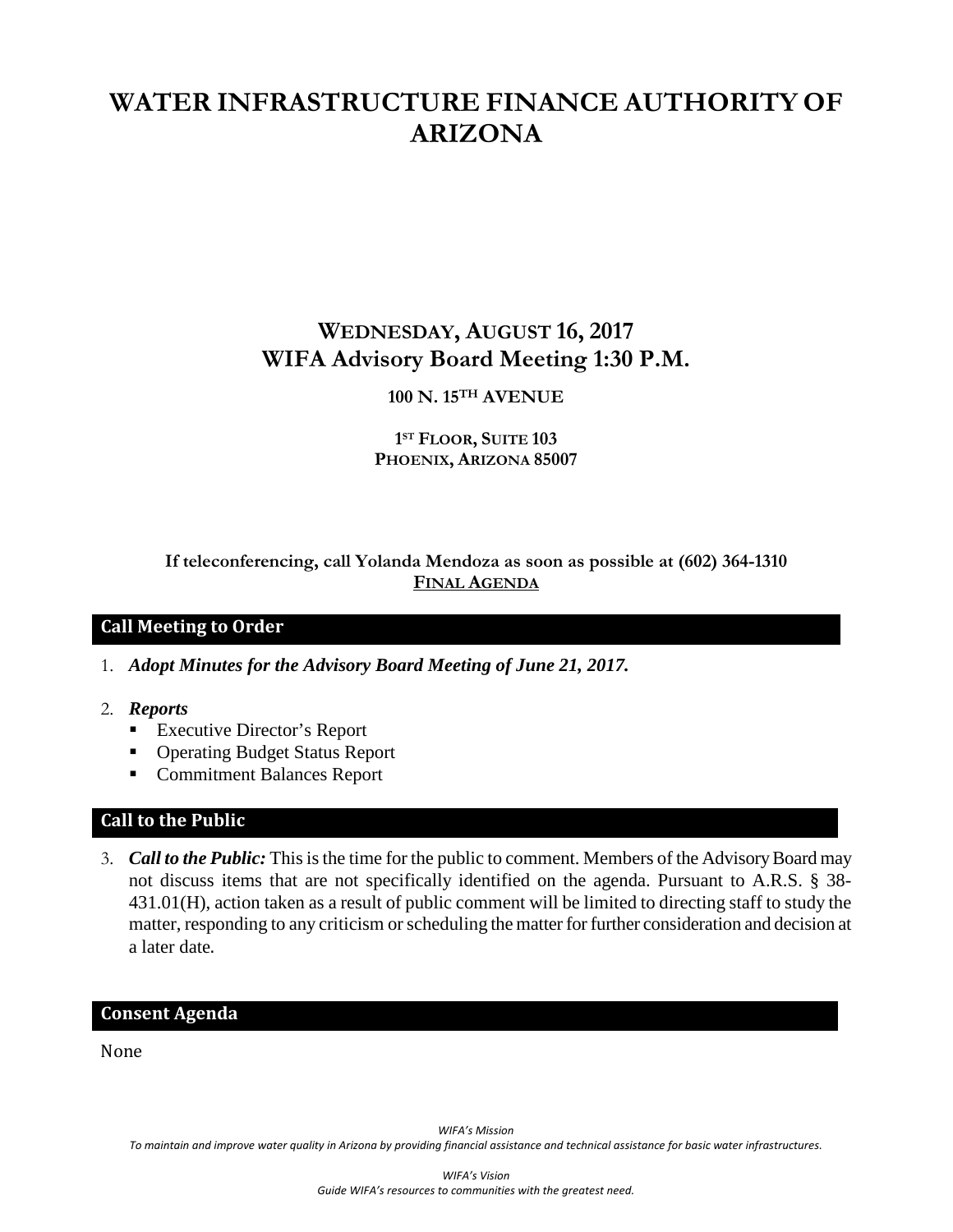# WATER INFRASTRUCTURE FINANCE AUTHORITY OF ARIZONA

## WEDNESDAY, AUGUST 16, 2017
## WIFA Advisory Board Meeting 1:30 P.M.

**100 N. 15TH AVENUE**

**1ST FLOOR, SUITE 103**
**PHOENIX, ARIZONA 85007**

**If teleconferencing, call Yolanda Mendoza as soon as possible at (602) 364-1310**
**FINAL AGENDA**

### Call Meeting to Order

1. ***Adopt Minutes for the Advisory Board Meeting of June 21, 2017.***

2. ***Reports***
   - Executive Director's Report
   - Operating Budget Status Report
   - Commitment Balances Report

### Call to the Public

3. ***Call to the Public:*** This is the time for the public to comment. Members of the Advisory Board may not discuss items that are not specifically identified on the agenda. Pursuant to A.R.S. § 38-431.01(H), action taken as a result of public comment will be limited to directing staff to study the matter, responding to any criticism or scheduling the matter for further consideration and decision at a later date.

### Consent Agenda

None

*WIFA's Mission*
*To maintain and improve water quality in Arizona by providing financial assistance and technical assistance for basic water infrastructures.*

*WIFA's Vision*
*Guide WIFA's resources to communities with the greatest need.*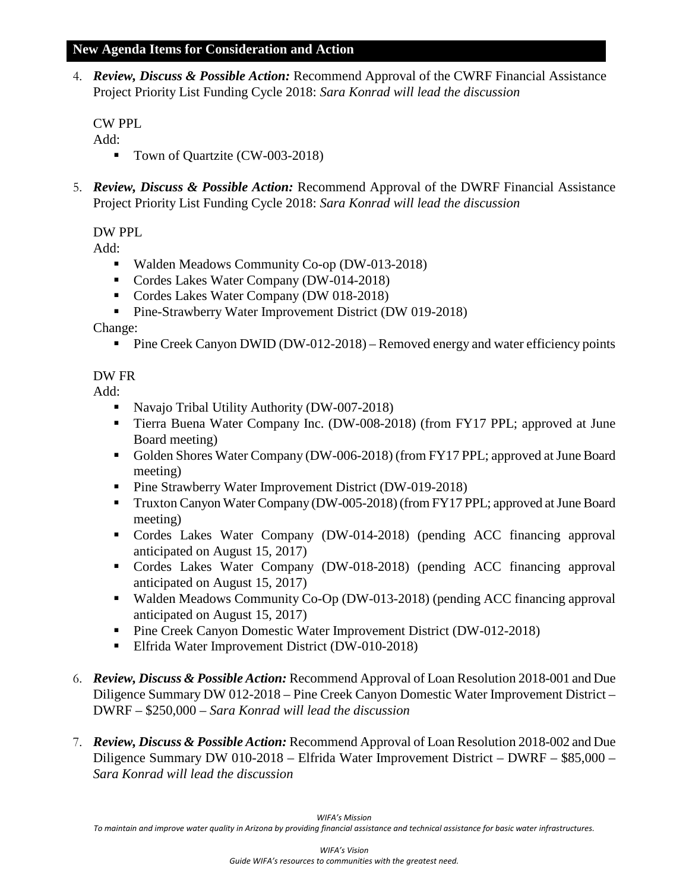## New Agenda Items for Consideration and Action

4. ***Review, Discuss & Possible Action:*** Recommend Approval of the CWRF Financial Assistance Project Priority List Funding Cycle 2018: *Sara Konrad will lead the discussion*

   CW PPL

   Add:

   - Town of Quartzite (CW-003-2018)

5. ***Review, Discuss & Possible Action:*** Recommend Approval of the DWRF Financial Assistance Project Priority List Funding Cycle 2018: *Sara Konrad will lead the discussion*

   DW PPL

   Add:

   - Walden Meadows Community Co-op (DW-013-2018)
   - Cordes Lakes Water Company (DW-014-2018)
   - Cordes Lakes Water Company (DW 018-2018)
   - Pine-Strawberry Water Improvement District (DW 019-2018)

   Change:

   - Pine Creek Canyon DWID (DW-012-2018) – Removed energy and water efficiency points

   DW FR

   Add:

   - Navajo Tribal Utility Authority (DW-007-2018)
   - Tierra Buena Water Company Inc. (DW-008-2018) (from FY17 PPL; approved at June Board meeting)
   - Golden Shores Water Company (DW-006-2018) (from FY17 PPL; approved at June Board meeting)
   - Pine Strawberry Water Improvement District (DW-019-2018)
   - Truxton Canyon Water Company (DW-005-2018) (from FY17 PPL; approved at June Board meeting)
   - Cordes Lakes Water Company (DW-014-2018) (pending ACC financing approval anticipated on August 15, 2017)
   - Cordes Lakes Water Company (DW-018-2018) (pending ACC financing approval anticipated on August 15, 2017)
   - Walden Meadows Community Co-Op (DW-013-2018) (pending ACC financing approval anticipated on August 15, 2017)
   - Pine Creek Canyon Domestic Water Improvement District (DW-012-2018)
   - Elfrida Water Improvement District (DW-010-2018)

6. ***Review, Discuss & Possible Action:*** Recommend Approval of Loan Resolution 2018-001 and Due Diligence Summary DW 012-2018 – Pine Creek Canyon Domestic Water Improvement District – DWRF – $250,000 – *Sara Konrad will lead the discussion*

7. ***Review, Discuss & Possible Action:*** Recommend Approval of Loan Resolution 2018-002 and Due Diligence Summary DW 010-2018 – Elfrida Water Improvement District – DWRF – $85,000 – *Sara Konrad will lead the discussion*

*WIFA's Mission*

*To maintain and improve water quality in Arizona by providing financial assistance and technical assistance for basic water infrastructures.*

*WIFA's Vision*

*Guide WIFA's resources to communities with the greatest need.*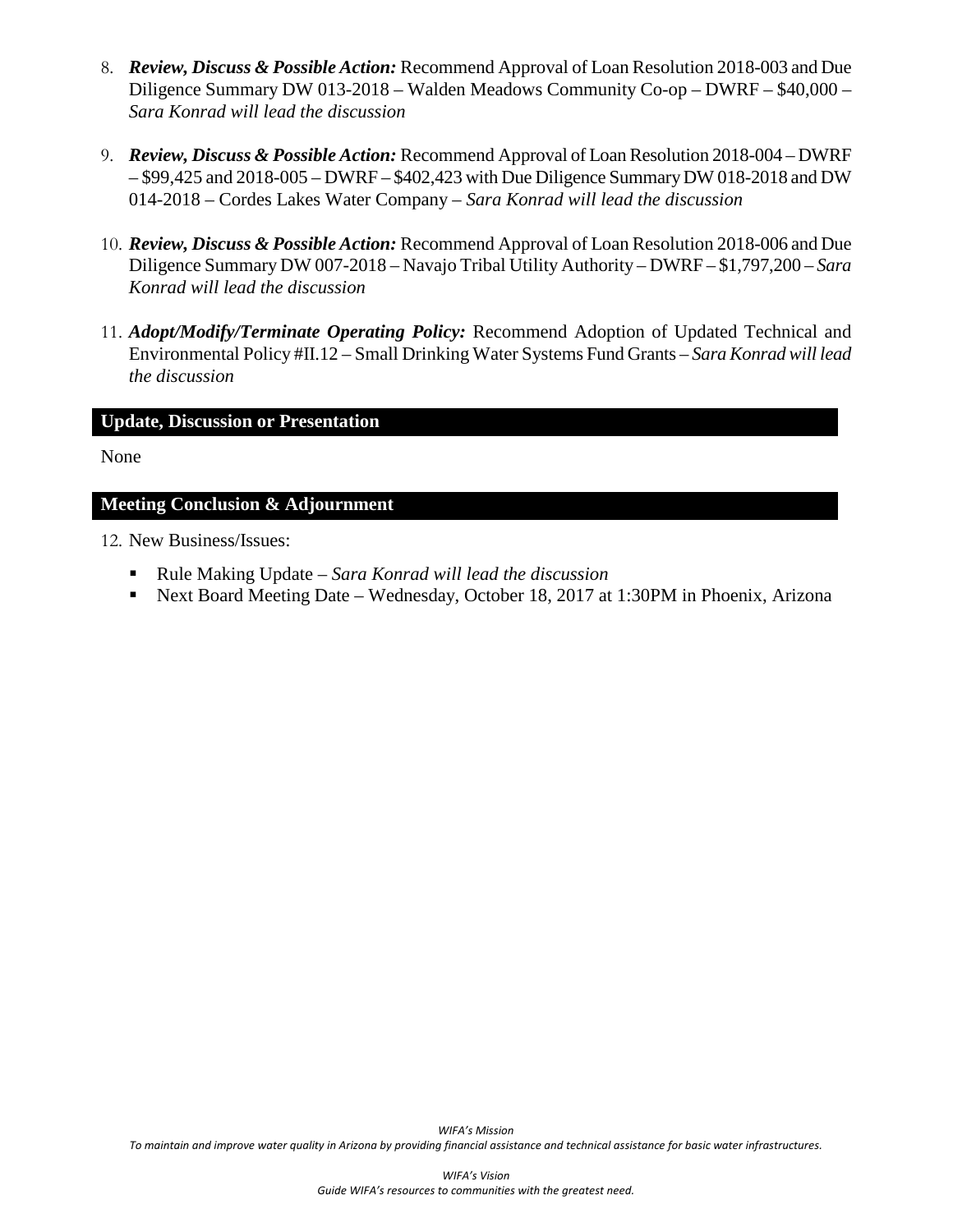8. ***Review, Discuss & Possible Action:*** Recommend Approval of Loan Resolution 2018-003 and Due Diligence Summary DW 013-2018 – Walden Meadows Community Co-op – DWRF – $40,000 – *Sara Konrad will lead the discussion*

9. ***Review, Discuss & Possible Action:*** Recommend Approval of Loan Resolution 2018-004 – DWRF – $99,425 and 2018-005 – DWRF – $402,423 with Due Diligence Summary DW 018-2018 and DW 014-2018 – Cordes Lakes Water Company – *Sara Konrad will lead the discussion*

10. ***Review, Discuss & Possible Action:*** Recommend Approval of Loan Resolution 2018-006 and Due Diligence Summary DW 007-2018 – Navajo Tribal Utility Authority – DWRF – $1,797,200 – *Sara Konrad will lead the discussion*

11. ***Adopt/Modify/Terminate Operating Policy:*** Recommend Adoption of Updated Technical and Environmental Policy #II.12 – Small Drinking Water Systems Fund Grants – *Sara Konrad will lead the discussion*

## Update, Discussion or Presentation

None

## Meeting Conclusion & Adjournment

12. New Business/Issues:
    - Rule Making Update – *Sara Konrad will lead the discussion*
    - Next Board Meeting Date – Wednesday, October 18, 2017 at 1:30PM in Phoenix, Arizona

*WIFA's Mission*
*To maintain and improve water quality in Arizona by providing financial assistance and technical assistance for basic water infrastructures.*

*WIFA's Vision*
*Guide WIFA's resources to communities with the greatest need.*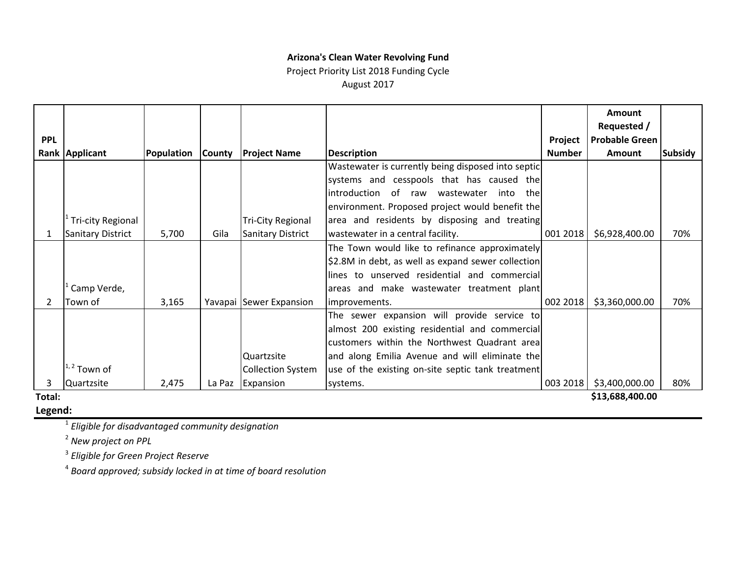**Arizona's Clean Water Revolving Fund**

Project Priority List 2018 Funding Cycle

August 2017

| PPL Rank | Applicant | Population | County | Project Name | Description | Project Number | Amount Requested / Probable Green Amount | Subsidy |
|---|---|---|---|---|---|---|---|---|
| 1 | [1] Tri-city Regional Sanitary District | 5,700 | Gila | Tri-City Regional Sanitary District | Wastewater is currently being disposed into septic systems and cesspools that has caused the introduction of raw wastewater into the environment. Proposed project would benefit the area and residents by disposing and treating wastewater in a central facility. | 001 2018 | $6,928,400.00 | 70% |
| 2 | [1] Camp Verde, Town of | 3,165 | Yavapai | Sewer Expansion | The Town would like to refinance approximately $2.8M in debt, as well as expand sewer collection lines to unserved residential and commercial areas and make wastewater treatment plant improvements. | 002 2018 | $3,360,000.00 | 70% |
| 3 | [1, 2] Town of Quartzsite | 2,475 | La Paz | Quartzsite Collection System Expansion | The sewer expansion will provide service to almost 200 existing residential and commercial customers within the Northwest Quadrant area and along Emilia Avenue and will eliminate the use of the existing on-site septic tank treatment systems. | 003 2018 | $3,400,000.00 | 80% |
| **Total:** | | | | | | | **$13,688,400.00** | |

**Legend:**

[1] *Eligible for disadvantaged community designation*

[2] *New project on PPL*

[3] *Eligible for Green Project Reserve*

[4] *Board approved; subsidy locked in at time of board resolution*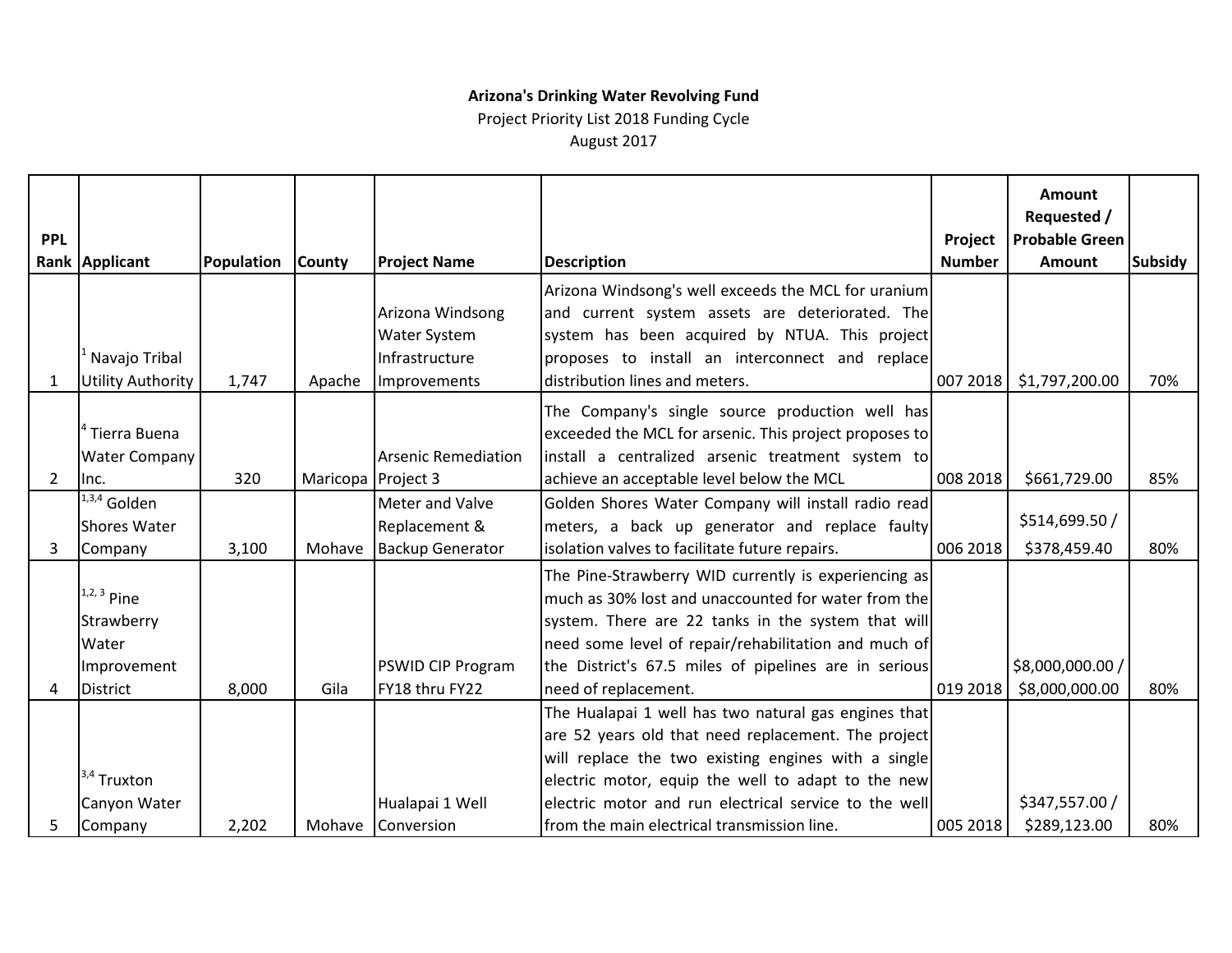**Arizona's Drinking Water Revolving Fund**

Project Priority List 2018 Funding Cycle

August 2017

| PPL Rank | Applicant | Population | County | Project Name | Description | Project Number | Amount Requested / Probable Green Amount | Subsidy |
|---|---|---|---|---|---|---|---|---|
| 1 | [1] Navajo Tribal Utility Authority | 1,747 | Apache | Arizona Windsong Water System Infrastructure Improvements | Arizona Windsong's well exceeds the MCL for uranium and current system assets are deteriorated. The system has been acquired by NTUA. This project proposes to install an interconnect and replace distribution lines and meters. | 007 2018 | $1,797,200.00 | 70% |
| 2 | [4] Tierra Buena Water Company Inc. | 320 | Maricopa | Arsenic Remediation Project 3 | The Company's single source production well has exceeded the MCL for arsenic. This project proposes to install a centralized arsenic treatment system to achieve an acceptable level below the MCL | 008 2018 | $661,729.00 | 85% |
| 3 | [1,3,4] Golden Shores Water Company | 3,100 | Mohave | Meter and Valve Replacement & Backup Generator | Golden Shores Water Company will install radio read meters, a back up generator and replace faulty isolation valves to facilitate future repairs. | 006 2018 | $514,699.50 / $378,459.40 | 80% |
| 4 | [1,2,3] Pine Strawberry Water Improvement District | 8,000 | Gila | PSWID CIP Program FY18 thru FY22 | The Pine-Strawberry WID currently is experiencing as much as 30% lost and unaccounted for water from the system. There are 22 tanks in the system that will need some level of repair/rehabilitation and much of the District's 67.5 miles of pipelines are in serious need of replacement. | 019 2018 | $8,000,000.00 / $8,000,000.00 | 80% |
| 5 | [3,4] Truxton Canyon Water Company | 2,202 | Mohave | Hualapai 1 Well Conversion | The Hualapai 1 well has two natural gas engines that are 52 years old that need replacement. The project will replace the two existing engines with a single electric motor, equip the well to adapt to the new electric motor and run electrical service to the well from the main electrical transmission line. | 005 2018 | $347,557.00 / $289,123.00 | 80% |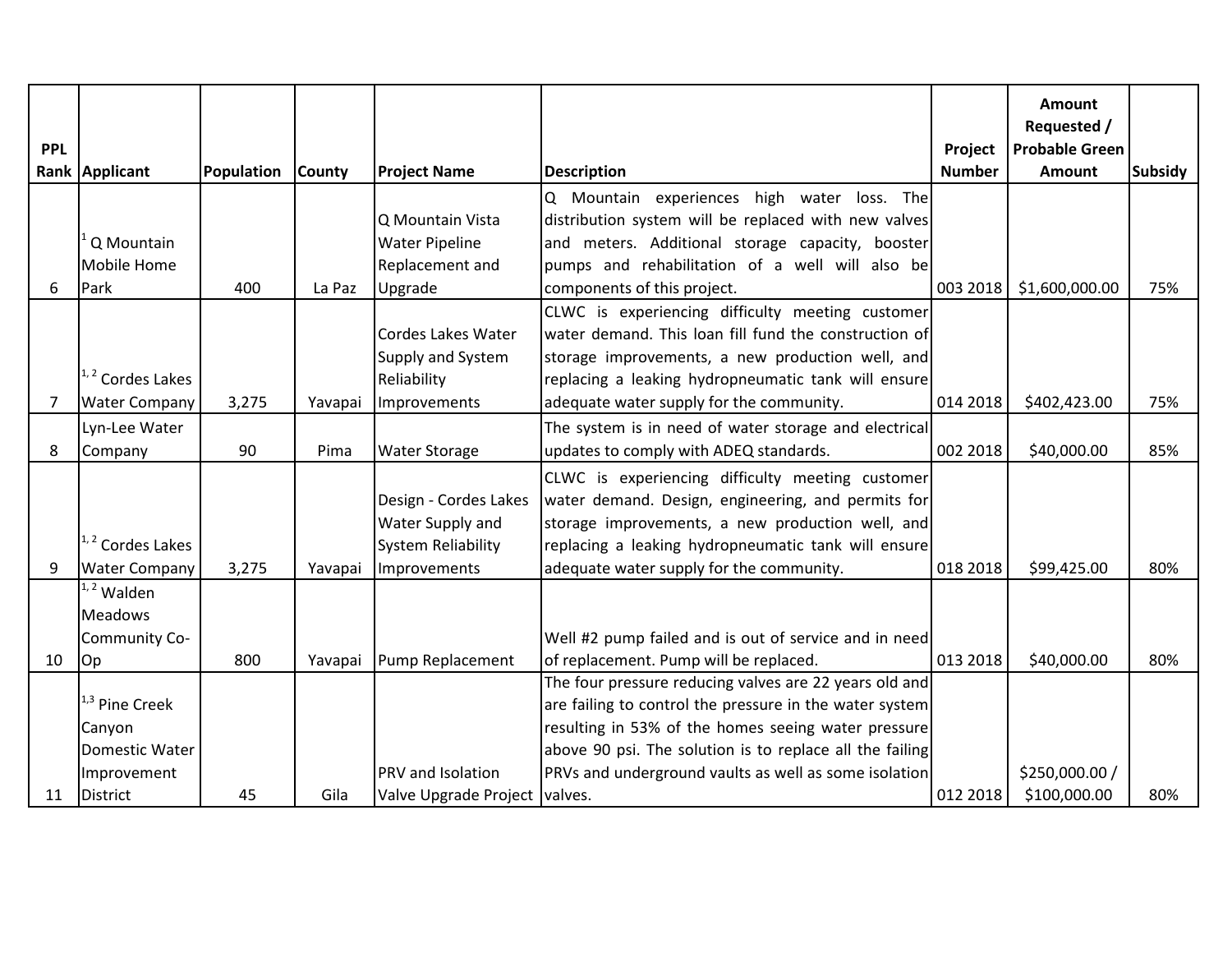| PPL Rank | Applicant | Population | County | Project Name | Description | Project Number | Amount Requested / Probable Green Amount | Subsidy |
|---|---|---|---|---|---|---|---|---|
| 6 | [1] Q Mountain Mobile Home Park | 400 | La Paz | Q Mountain Vista Water Pipeline Replacement and Upgrade | Q Mountain experiences high water loss. The distribution system will be replaced with new valves and meters. Additional storage capacity, booster pumps and rehabilitation of a well will also be components of this project. | 003 2018 | $1,600,000.00 | 75% |
| 7 | [1, 2] Cordes Lakes Water Company | 3,275 | Yavapai | Cordes Lakes Water Supply and System Reliability Improvements | CLWC is experiencing difficulty meeting customer water demand. This loan fill fund the construction of storage improvements, a new production well, and replacing a leaking hydropneumatic tank will ensure adequate water supply for the community. | 014 2018 | $402,423.00 | 75% |
| 8 | Lyn-Lee Water Company | 90 | Pima | Water Storage | The system is in need of water storage and electrical updates to comply with ADEQ standards. | 002 2018 | $40,000.00 | 85% |
| 9 | [1, 2] Cordes Lakes Water Company | 3,275 | Yavapai | Design - Cordes Lakes Water Supply and System Reliability Improvements | CLWC is experiencing difficulty meeting customer water demand. Design, engineering, and permits for storage improvements, a new production well, and replacing a leaking hydropneumatic tank will ensure adequate water supply for the community. | 018 2018 | $99,425.00 | 80% |
| 10 | [1, 2] Walden Meadows Community Co-Op | 800 | Yavapai | Pump Replacement | Well #2 pump failed and is out of service and in need of replacement. Pump will be replaced. | 013 2018 | $40,000.00 | 80% |
| 11 | [1,3] Pine Creek Canyon Domestic Water Improvement District | 45 | Gila | PRV and Isolation Valve Upgrade Project | The four pressure reducing valves are 22 years old and are failing to control the pressure in the water system resulting in 53% of the homes seeing water pressure above 90 psi. The solution is to replace all the failing PRVs and underground vaults as well as some isolation valves. | 012 2018 | $250,000.00 / $100,000.00 | 80% |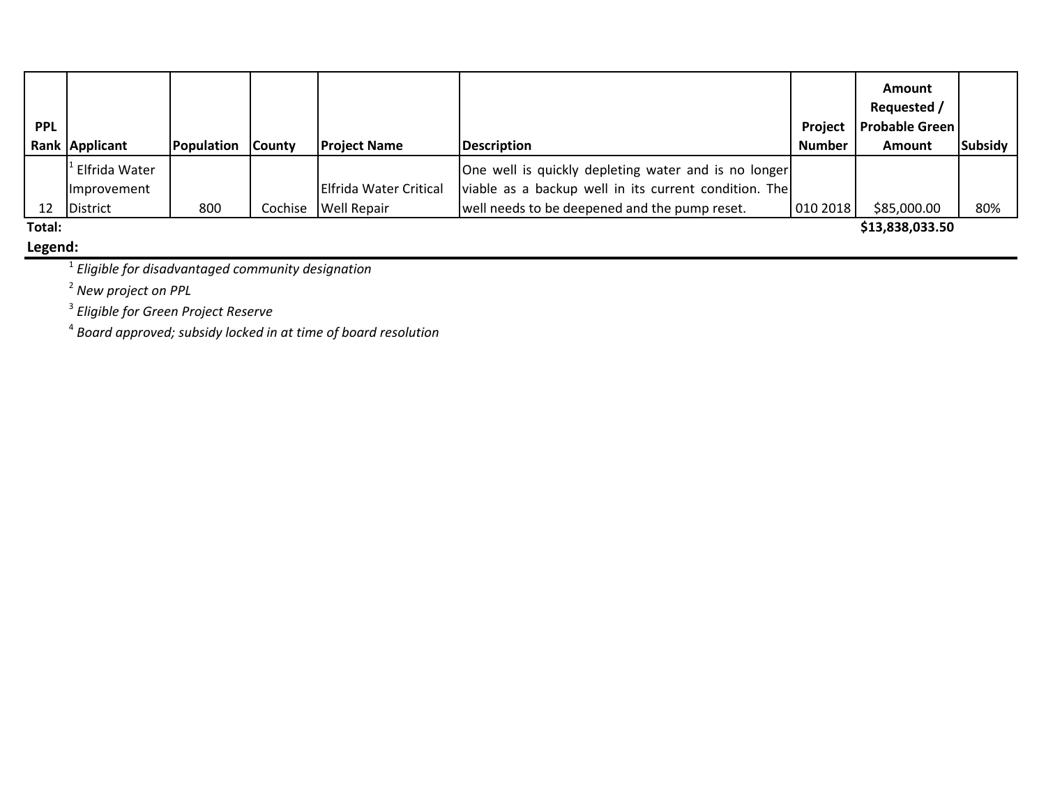| PPL Rank | Applicant | Population | County | Project Name | Description | Project Number | Amount Requested / Probable Green Amount | Subsidy |
|---|---|---|---|---|---|---|---|---|
| 12 | [1] Elfrida Water Improvement District | 800 | Cochise | Elfrida Water Critical Well Repair | One well is quickly depleting water and is no longer viable as a backup well in its current condition. The well needs to be deepened and the pump reset. | 010 2018 | $85,000.00 | 80% |
| **Total:** | | | | | | | **$13,838,033.50** | |

**Legend:**

[1] *Eligible for disadvantaged community designation*

[2] *New project on PPL*

[3] *Eligible for Green Project Reserve*

[4] *Board approved; subsidy locked in at time of board resolution*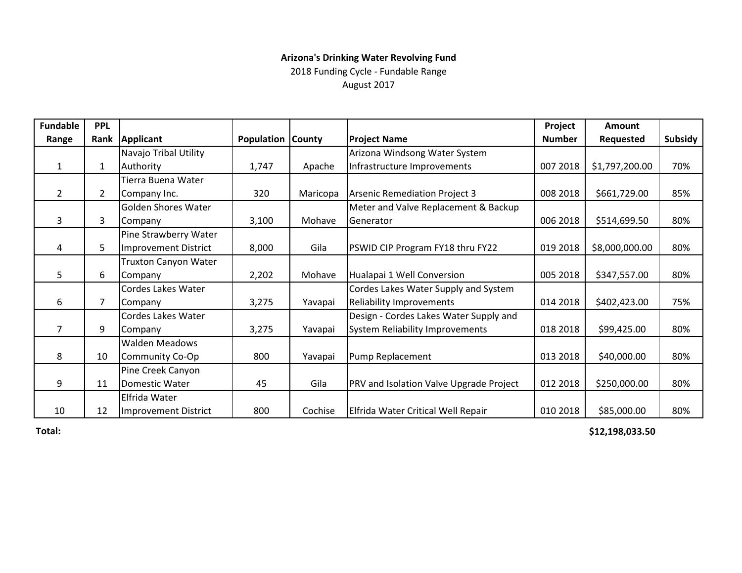**Arizona's Drinking Water Revolving Fund**

2018 Funding Cycle - Fundable Range

August 2017

| Fundable Range | PPL Rank | Applicant | Population | County | Project Name | Project Number | Amount Requested | Subsidy |
|---|---|---|---|---|---|---|---|---|
| 1 | 1 | Navajo Tribal Utility Authority | 1,747 | Apache | Arizona Windsong Water System Infrastructure Improvements | 007 2018 | $1,797,200.00 | 70% |
| 2 | 2 | Tierra Buena Water Company Inc. | 320 | Maricopa | Arsenic Remediation Project 3 | 008 2018 | $661,729.00 | 85% |
| 3 | 3 | Golden Shores Water Company | 3,100 | Mohave | Meter and Valve Replacement & Backup Generator | 006 2018 | $514,699.50 | 80% |
| 4 | 5 | Pine Strawberry Water Improvement District | 8,000 | Gila | PSWID CIP Program FY18 thru FY22 | 019 2018 | $8,000,000.00 | 80% |
| 5 | 6 | Truxton Canyon Water Company | 2,202 | Mohave | Hualapai 1 Well Conversion | 005 2018 | $347,557.00 | 80% |
| 6 | 7 | Cordes Lakes Water Company | 3,275 | Yavapai | Cordes Lakes Water Supply and System Reliability Improvements | 014 2018 | $402,423.00 | 75% |
| 7 | 9 | Cordes Lakes Water Company | 3,275 | Yavapai | Design - Cordes Lakes Water Supply and System Reliability Improvements | 018 2018 | $99,425.00 | 80% |
| 8 | 10 | Walden Meadows Community Co-Op | 800 | Yavapai | Pump Replacement | 013 2018 | $40,000.00 | 80% |
| 9 | 11 | Pine Creek Canyon Domestic Water | 45 | Gila | PRV and Isolation Valve Upgrade Project | 012 2018 | $250,000.00 | 80% |
| 10 | 12 | Elfrida Water Improvement District | 800 | Cochise | Elfrida Water Critical Well Repair | 010 2018 | $85,000.00 | 80% |
| **Total:** | | | | | | | **$12,198,033.50** | |